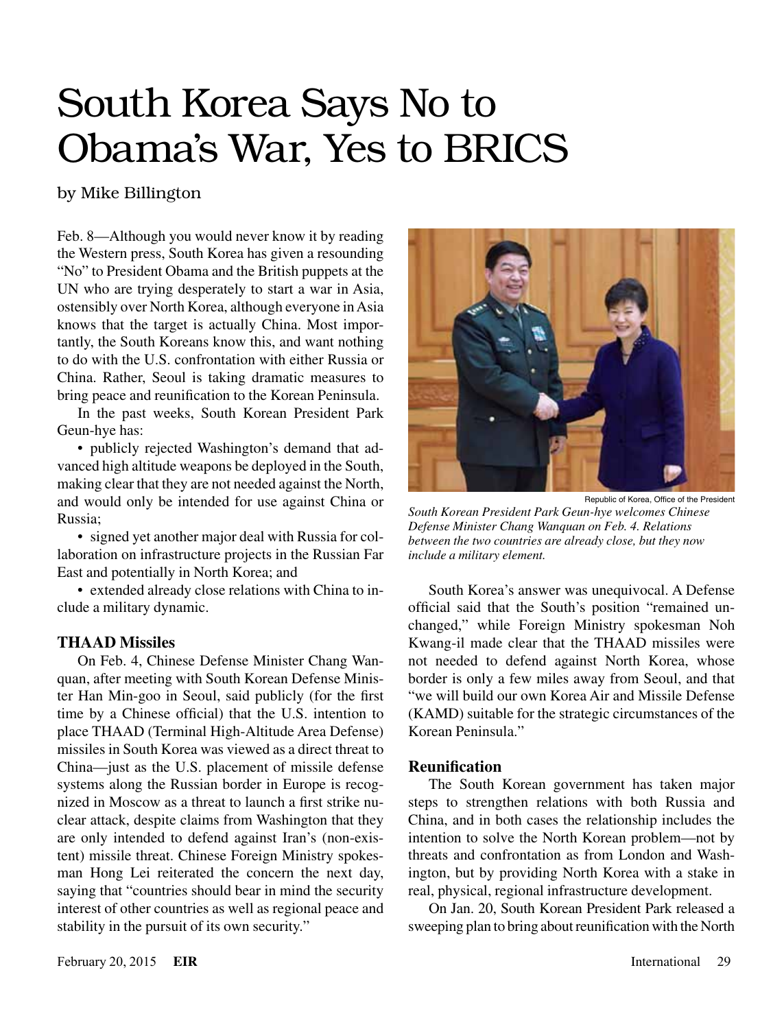# South Korea Says No to Obama's War, Yes to BRICS

by Mike Billington

Feb. 8—Although you would never know it by reading the Western press, South Korea has given a resounding "No" to President Obama and the British puppets at the UN who are trying desperately to start a war in Asia, ostensibly over North Korea, although everyone in Asia knows that the target is actually China. Most importantly, the South Koreans know this, and want nothing to do with the U.S. confrontation with either Russia or China. Rather, Seoul is taking dramatic measures to bring peace and reunification to the Korean Peninsula.

In the past weeks, South Korean President Park Geun-hye has:

- publicly rejected Washington's demand that advanced high altitude weapons be deployed in the South, making clear that they are not needed against the North, and would only be intended for use against China or Russia;
- signed yet another major deal with Russia for collaboration on infrastructure projects in the Russian Far East and potentially in North Korea; and
- extended already close relations with China to include a military dynamic.

Republic of Korea, Office of the President

*South Korean President Park Geun-hye welcomes Chinese Defense Minister Chang Wanquan on Feb. 4. Relations between the two countries are already close, but they now include a military element.*

### THAAD Missiles

On Feb. 4, Chinese Defense Minister Chang Wanquan, after meeting with South Korean Defense Minister Han Min-goo in Seoul, said publicly (for the first time by a Chinese official) that the U.S. intention to place THAAD (Terminal High-Altitude Area Defense) missiles in South Korea was viewed as a direct threat to China—just as the U.S. placement of missile defense systems along the Russian border in Europe is recognized in Moscow as a threat to launch a first strike nuclear attack, despite claims from Washington that they are only intended to defend against Iran's (non-existent) missile threat. Chinese Foreign Ministry spokesman Hong Lei reiterated the concern the next day, saying that "countries should bear in mind the security interest of other countries as well as regional peace and stability in the pursuit of its own security."

South Korea's answer was unequivocal. A Defense official said that the South's position "remained unchanged," while Foreign Ministry spokesman Noh Kwang-il made clear that the THAAD missiles were not needed to defend against North Korea, whose border is only a few miles away from Seoul, and that "we will build our own Korea Air and Missile Defense (KAMD) suitable for the strategic circumstances of the Korean Peninsula."

### Reunification

The South Korean government has taken major steps to strengthen relations with both Russia and China, and in both cases the relationship includes the intention to solve the North Korean problem—not by threats and confrontation as from London and Washington, but by providing North Korea with a stake in real, physical, regional infrastructure development.

On Jan. 20, South Korean President Park released a sweeping plan to bring about reunification with the North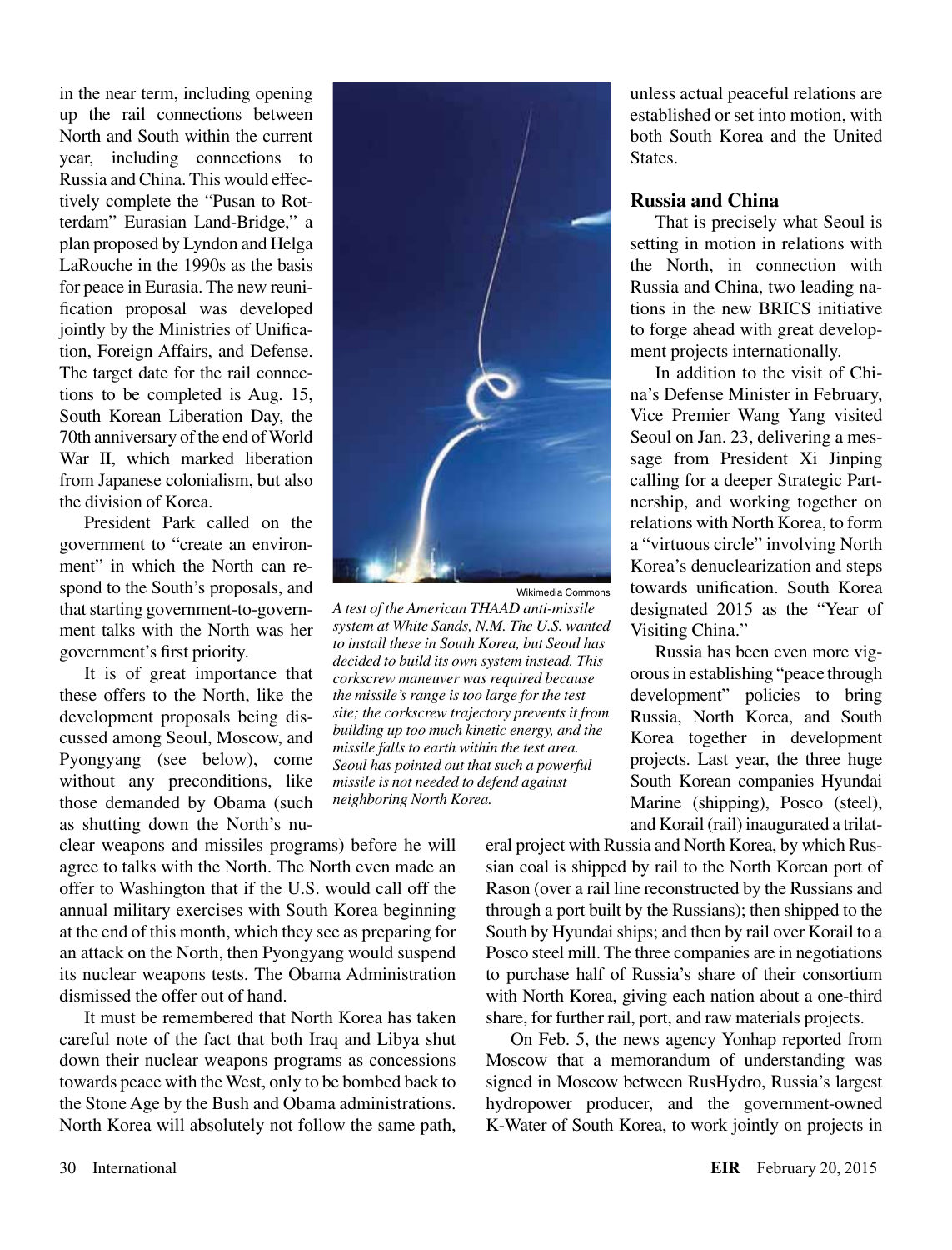in the near term, including opening up the rail connections between North and South within the current year, including connections to Russia and China. This would effectively complete the "Pusan to Rotterdam" Eurasian Land-Bridge," a plan proposed by Lyndon and Helga LaRouche in the 1990s as the basis for peace in Eurasia. The new reunification proposal was developed jointly by the Ministries of Unification, Foreign Affairs, and Defense. The target date for the rail connections to be completed is Aug. 15, South Korean Liberation Day, the 70th anniversary of the end of World War II, which marked liberation from Japanese colonialism, but also the division of Korea.

President Park called on the government to "create an environment" in which the North can respond to the South's proposals, and that starting government-to-government talks with the North was her government's first priority.

It is of great importance that these offers to the North, like the development proposals being discussed among Seoul, Moscow, and Pyongyang (see below), come without any preconditions, like those demanded by Obama (such as shutting down the North's nuclear weapons and missiles programs) before he will agree to talks with the North. The North even made an offer to Washington that if the U.S. would call off the annual military exercises with South Korea beginning at the end of this month, which they see as preparing for an attack on the North, then Pyongyang would suspend its nuclear weapons tests. The Obama Administration dismissed the offer out of hand.

It must be remembered that North Korea has taken careful note of the fact that both Iraq and Libya shut down their nuclear weapons programs as concessions towards peace with the West, only to be bombed back to the Stone Age by the Bush and Obama administrations. North Korea will absolutely not follow the same path, unless actual peaceful relations are established or set into motion, with both South Korea and the United States.

Wikimedia Commons

*A test of the American THAAD anti-missile system at White Sands, N.M. The U.S. wanted to install these in South Korea, but Seoul has decided to build its own system instead. This corkscrew maneuver was required because the missile's range is too large for the test site; the corkscrew trajectory prevents it from building up too much kinetic energy, and the missile falls to earth within the test area. Seoul has pointed out that such a powerful missile is not needed to defend against neighboring North Korea.*

## Russia and China

That is precisely what Seoul is setting in motion in relations with the North, in connection with Russia and China, two leading nations in the new BRICS initiative to forge ahead with great development projects internationally.

In addition to the visit of China's Defense Minister in February, Vice Premier Wang Yang visited Seoul on Jan. 23, delivering a message from President Xi Jinping calling for a deeper Strategic Partnership, and working together on relations with North Korea, to form a "virtuous circle" involving North Korea's denuclearization and steps towards unification. South Korea designated 2015 as the "Year of Visiting China."

Russia has been even more vigorous in establishing "peace through development" policies to bring Russia, North Korea, and South Korea together in development projects. Last year, the three huge South Korean companies Hyundai Marine (shipping), Posco (steel), and Korail (rail) inaugurated a trilateral project with Russia and North Korea, by which Russian coal is shipped by rail to the North Korean port of Rason (over a rail line reconstructed by the Russians and through a port built by the Russians); then shipped to the South by Hyundai ships; and then by rail over Korail to a Posco steel mill. The three companies are in negotiations to purchase half of Russia's share of their consortium with North Korea, giving each nation about a one-third share, for further rail, port, and raw materials projects.

On Feb. 5, the news agency Yonhap reported from Moscow that a memorandum of understanding was signed in Moscow between RusHydro, Russia's largest hydropower producer, and the government-owned K-Water of South Korea, to work jointly on projects in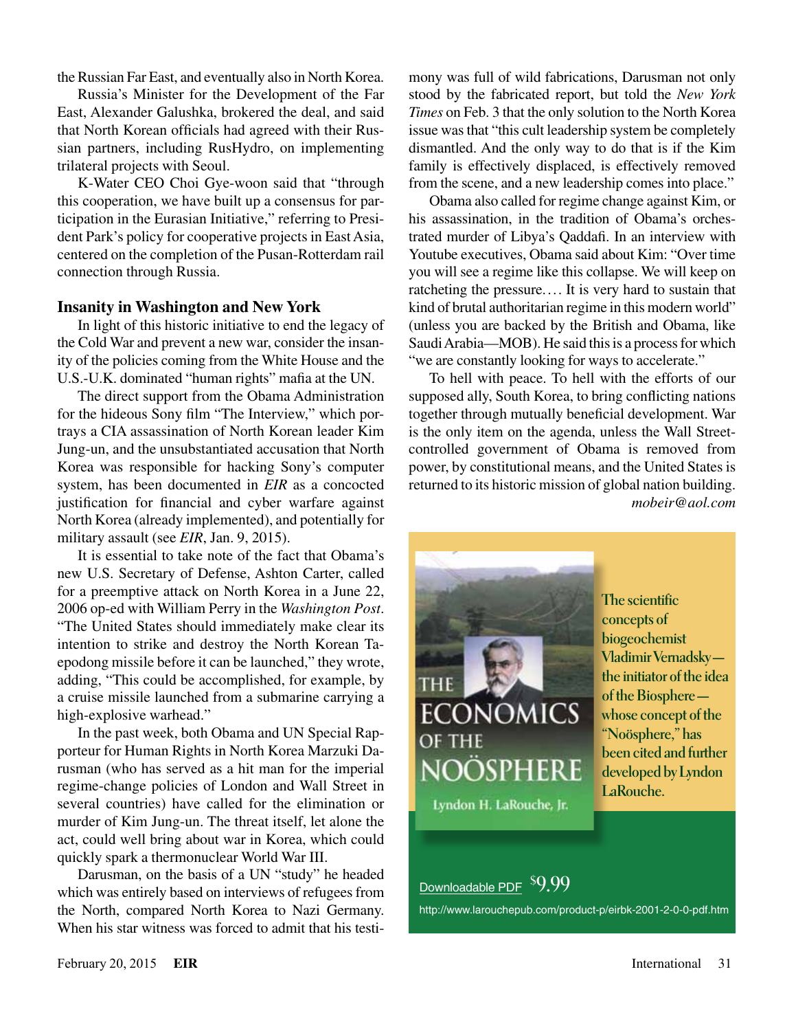the Russian Far East, and eventually also in North Korea.

Russia's Minister for the Development of the Far East, Alexander Galushka, brokered the deal, and said that North Korean officials had agreed with their Russian partners, including RusHydro, on implementing trilateral projects with Seoul.

K-Water CEO Choi Gye-woon said that "through this cooperation, we have built up a consensus for participation in the Eurasian Initiative," referring to President Park's policy for cooperative projects in East Asia, centered on the completion of the Pusan-Rotterdam rail connection through Russia.

### Insanity in Washington and New York

In light of this historic initiative to end the legacy of the Cold War and prevent a new war, consider the insanity of the policies coming from the White House and the U.S.-U.K. dominated "human rights" mafia at the UN.

The direct support from the Obama Administration for the hideous Sony film "The Interview," which portrays a CIA assassination of North Korean leader Kim Jung-un, and the unsubstantiated accusation that North Korea was responsible for hacking Sony's computer system, has been documented in *EIR* as a concocted justification for financial and cyber warfare against North Korea (already implemented), and potentially for military assault (see *EIR*, Jan. 9, 2015).

It is essential to take note of the fact that Obama's new U.S. Secretary of Defense, Ashton Carter, called for a preemptive attack on North Korea in a June 22, 2006 op-ed with William Perry in the *Washington Post*. "The United States should immediately make clear its intention to strike and destroy the North Korean Taepodong missile before it can be launched," they wrote, adding, "This could be accomplished, for example, by a cruise missile launched from a submarine carrying a high-explosive warhead."

In the past week, both Obama and UN Special Rapporteur for Human Rights in North Korea Marzuki Darusman (who has served as a hit man for the imperial regime-change policies of London and Wall Street in several countries) have called for the elimination or murder of Kim Jung-un. The threat itself, let alone the act, could well bring about war in Korea, which could quickly spark a thermonuclear World War III.

Darusman, on the basis of a UN "study" he headed which was entirely based on interviews of refugees from the North, compared North Korea to Nazi Germany. When his star witness was forced to admit that his testimony was full of wild fabrications, Darusman not only stood by the fabricated report, but told the *New York Times* on Feb. 3 that the only solution to the North Korea issue was that "this cult leadership system be completely dismantled. And the only way to do that is if the Kim family is effectively displaced, is effectively removed from the scene, and a new leadership comes into place."

Obama also called for regime change against Kim, or his assassination, in the tradition of Obama's orchestrated murder of Libya's Qaddafi. In an interview with Youtube executives, Obama said about Kim: "Over time you will see a regime like this collapse. We will keep on ratcheting the pressure.... It is very hard to sustain that kind of brutal authoritarian regime in this modern world" (unless you are backed by the British and Obama, like Saudi Arabia—MOB). He said this is a process for which "we are constantly looking for ways to accelerate."

To hell with peace. To hell with the efforts of our supposed ally, South Korea, to bring conflicting nations together through mutually beneficial development. War is the only item on the agenda, unless the Wall Street-controlled government of Obama is removed from power, by constitutional means, and the United States is returned to its historic mission of global nation building.

*mobeir@aol.com*

THE ECONOMICS OF THE NOÖSPHERE

Lyndon H. LaRouche, Jr.

The scientific concepts of biogeochemist Vladimir Vernadsky—the initiator of the idea of the Biosphere—whose concept of the "Noösphere," has been cited and further developed by Lyndon LaRouche.

Downloadable PDF $9.99

http://www.larouchepub.com/product-p/eirbk-2001-2-0-0-pdf.htm